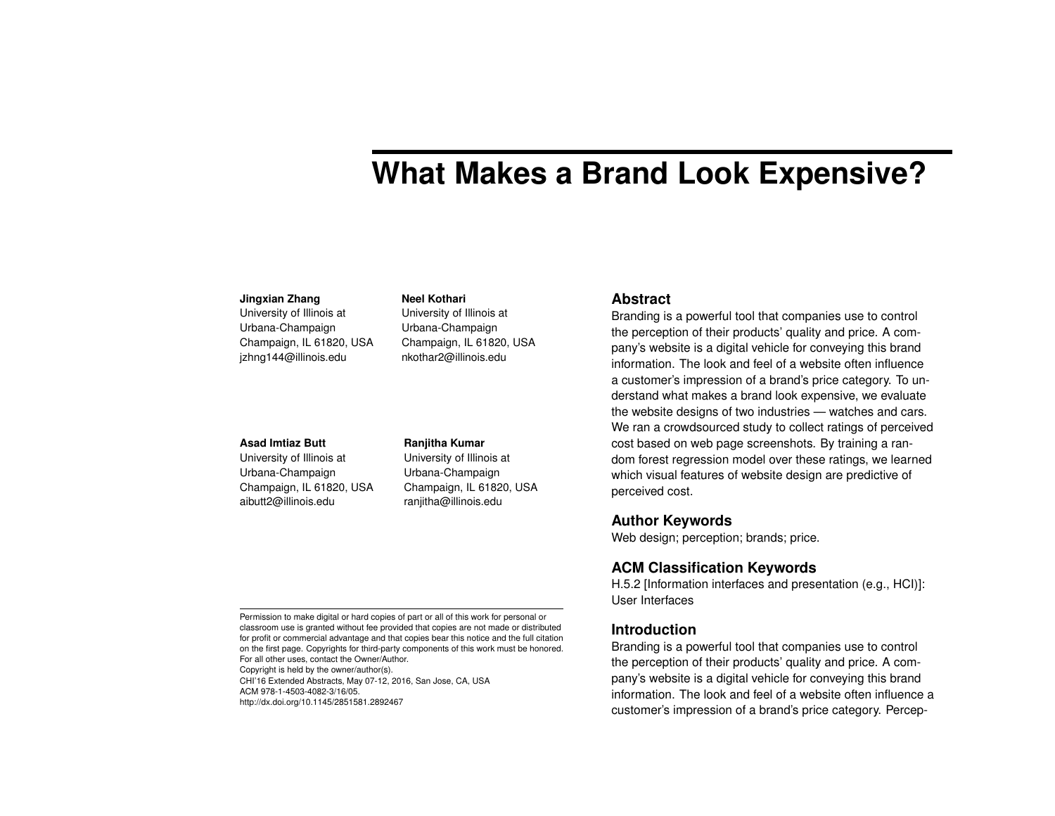# What Makes a Brand Look Expensive?

**Jingxian Zhang**
University of Illinois at Urbana-Champaign
Champaign, IL 61820, USA
jzhng144@illinois.edu

**Neel Kothari**
University of Illinois at Urbana-Champaign
Champaign, IL 61820, USA
nkothar2@illinois.edu

**Asad Imtiaz Butt**
University of Illinois at Urbana-Champaign
Champaign, IL 61820, USA
aibutt2@illinois.edu

**Ranjitha Kumar**
University of Illinois at Urbana-Champaign
Champaign, IL 61820, USA
ranjitha@illinois.edu

Permission to make digital or hard copies of part or all of this work for personal or classroom use is granted without fee provided that copies are not made or distributed for profit or commercial advantage and that copies bear this notice and the full citation on the first page. Copyrights for third-party components of this work must be honored. For all other uses, contact the Owner/Author.
Copyright is held by the owner/author(s).
CHI'16 Extended Abstracts, May 07-12, 2016, San Jose, CA, USA
ACM 978-1-4503-4082-3/16/05.
http://dx.doi.org/10.1145/2851581.2892467

## Abstract

Branding is a powerful tool that companies use to control the perception of their products' quality and price. A company's website is a digital vehicle for conveying this brand information. The look and feel of a website often influence a customer's impression of a brand's price category. To understand what makes a brand look expensive, we evaluate the website designs of two industries — watches and cars. We ran a crowdsourced study to collect ratings of perceived cost based on web page screenshots. By training a random forest regression model over these ratings, we learned which visual features of website design are predictive of perceived cost.

## Author Keywords

Web design; perception; brands; price.

## ACM Classification Keywords

H.5.2 [Information interfaces and presentation (e.g., HCI)]: User Interfaces

## Introduction

Branding is a powerful tool that companies use to control the perception of their products' quality and price. A company's website is a digital vehicle for conveying this brand information. The look and feel of a website often influence a customer's impression of a brand's price category. Percep-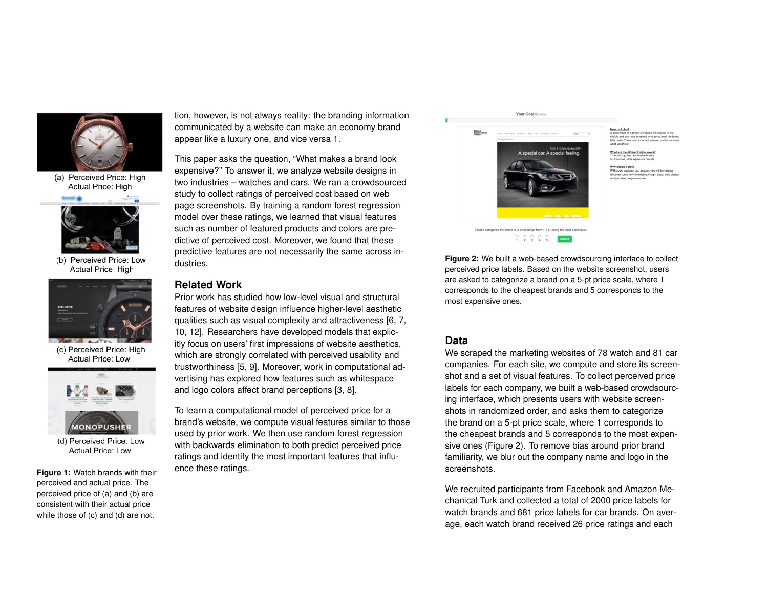(a) Perceived Price: High
Actual Price: High

(b) Perceived Price: Low
Actual Price: High

(c) Perceived Price: High
Actual Price: Low

(d) Perceived Price: Low
Actual Price: Low

**Figure 1:** Watch brands with their perceived and actual price. The perceived price of (a) and (b) are consistent with their actual price while those of (c) and (d) are not.

tion, however, is not always reality: the branding information communicated by a website can make an economy brand appear like a luxury one, and vice versa 1.

This paper asks the question, "What makes a brand look expensive?" To answer it, we analyze website designs in two industries – watches and cars. We ran a crowdsourced study to collect ratings of perceived cost based on web page screenshots. By training a random forest regression model over these ratings, we learned that visual features such as number of featured products and colors are predictive of perceived cost. Moreover, we found that these predictive features are not necessarily the same across industries.

## Related Work

Prior work has studied how low-level visual and structural features of website design influence higher-level aesthetic qualities such as visual complexity and attractiveness [6, 7, 10, 12]. Researchers have developed models that explicitly focus on users' first impressions of website aesthetics, which are strongly correlated with perceived usability and trustworthiness [5, 9]. Moreover, work in computational advertising has explored how features such as whitespace and logo colors affect brand perceptions [3, 8].

To learn a computational model of perceived price for a brand's website, we compute visual features similar to those used by prior work. We then use random forest regression with backwards elimination to both predict perceived price ratings and identify the most important features that influence these ratings.

**Figure 2:** We built a web-based crowdsourcing interface to collect perceived price labels. Based on the website screenshot, users are asked to categorize a brand on a 5-pt price scale, where 1 corresponds to the cheapest brands and 5 corresponds to the most expensive ones.

## Data

We scraped the marketing websites of 78 watch and 81 car companies. For each site, we compute and store its screenshot and a set of visual features. To collect perceived price labels for each company, we built a web-based crowdsourcing interface, which presents users with website screenshots in randomized order, and asks them to categorize the brand on a 5-pt price scale, where 1 corresponds to the cheapest brands and 5 corresponds to the most expensive ones (Figure 2). To remove bias around prior brand familiarity, we blur out the company name and logo in the screenshots.

We recruited participants from Facebook and Amazon Mechanical Turk and collected a total of 2000 price labels for watch brands and 681 price labels for car brands. On average, each watch brand received 26 price ratings and each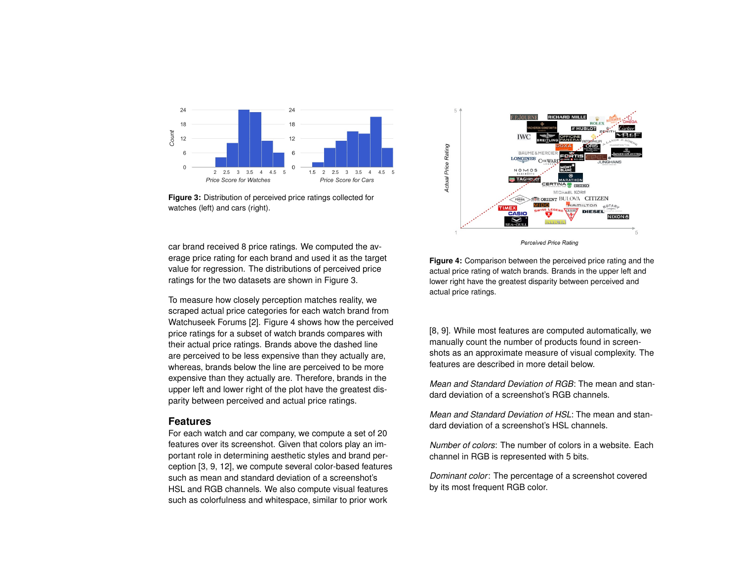Figure 3: Distribution of perceived price ratings collected for watches (left) and cars (right).

car brand received 8 price ratings. We computed the average price rating for each brand and used it as the target value for regression. The distributions of perceived price ratings for the two datasets are shown in Figure 3.

To measure how closely perception matches reality, we scraped actual price categories for each watch brand from Watchuseek Forums [2]. Figure 4 shows how the perceived price ratings for a subset of watch brands compares with their actual price ratings. Brands above the dashed line are perceived to be less expensive than they actually are, whereas, brands below the line are perceived to be more expensive than they actually are. Therefore, brands in the upper left and lower right of the plot have the greatest disparity between perceived and actual price ratings.

## Features

For each watch and car company, we compute a set of 20 features over its screenshot. Given that colors play an important role in determining aesthetic styles and brand perception [3, 9, 12], we compute several color-based features such as mean and standard deviation of a screenshot's HSL and RGB channels. We also compute visual features such as colorfulness and whitespace, similar to prior work

Figure 4: Comparison between the perceived price rating and the actual price rating of watch brands. Brands in the upper left and lower right have the greatest disparity between perceived and actual price ratings.

[8, 9]. While most features are computed automatically, we manually count the number of products found in screenshots as an approximate measure of visual complexity. The features are described in more detail below.

*Mean and Standard Deviation of RGB*: The mean and standard deviation of a screenshot's RGB channels.

*Mean and Standard Deviation of HSL*: The mean and standard deviation of a screenshot's HSL channels.

*Number of colors*: The number of colors in a website. Each channel in RGB is represented with 5 bits.

*Dominant color*: The percentage of a screenshot covered by its most frequent RGB color.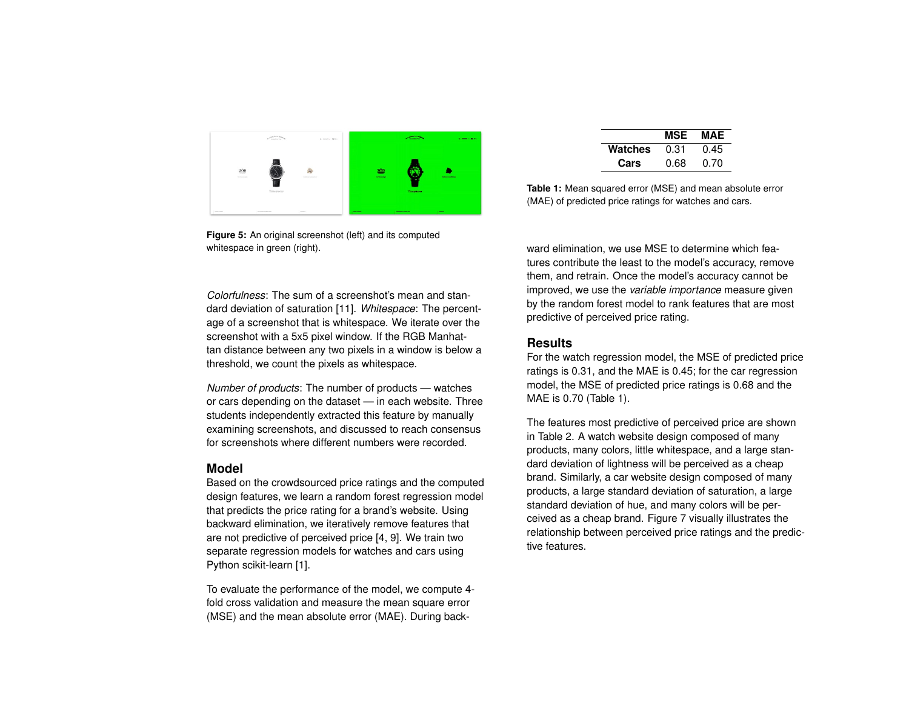Figure 5: An original screenshot (left) and its computed whitespace in green (right).

*Colorfulness*: The sum of a screenshot's mean and standard deviation of saturation [11]. *Whitespace*: The percentage of a screenshot that is whitespace. We iterate over the screenshot with a 5x5 pixel window. If the RGB Manhattan distance between any two pixels in a window is below a threshold, we count the pixels as whitespace.

*Number of products*: The number of products — watches or cars depending on the dataset — in each website. Three students independently extracted this feature by manually examining screenshots, and discussed to reach consensus for screenshots where different numbers were recorded.

## Model

Based on the crowdsourced price ratings and the computed design features, we learn a random forest regression model that predicts the price rating for a brand's website. Using backward elimination, we iteratively remove features that are not predictive of perceived price [4, 9]. We train two separate regression models for watches and cars using Python scikit-learn [1].

To evaluate the performance of the model, we compute 4-fold cross validation and measure the mean square error (MSE) and the mean absolute error (MAE). During backward elimination, we use MSE to determine which features contribute the least to the model's accuracy, remove them, and retrain. Once the model's accuracy cannot be improved, we use the *variable importance* measure given by the random forest model to rank features that are most predictive of perceived price rating.

| | MSE | MAE |
|---|---|---|
| **Watches** | 0.31 | 0.45 |
| **Cars** | 0.68 | 0.70 |

**Table 1:** Mean squared error (MSE) and mean absolute error (MAE) of predicted price ratings for watches and cars.

## Results

For the watch regression model, the MSE of predicted price ratings is 0.31, and the MAE is 0.45; for the car regression model, the MSE of predicted price ratings is 0.68 and the MAE is 0.70 (Table 1).

The features most predictive of perceived price are shown in Table 2. A watch website design composed of many products, many colors, little whitespace, and a large standard deviation of lightness will be perceived as a cheap brand. Similarly, a car website design composed of many products, a large standard deviation of saturation, a large standard deviation of hue, and many colors will be perceived as a cheap brand. Figure 7 visually illustrates the relationship between perceived price ratings and the predictive features.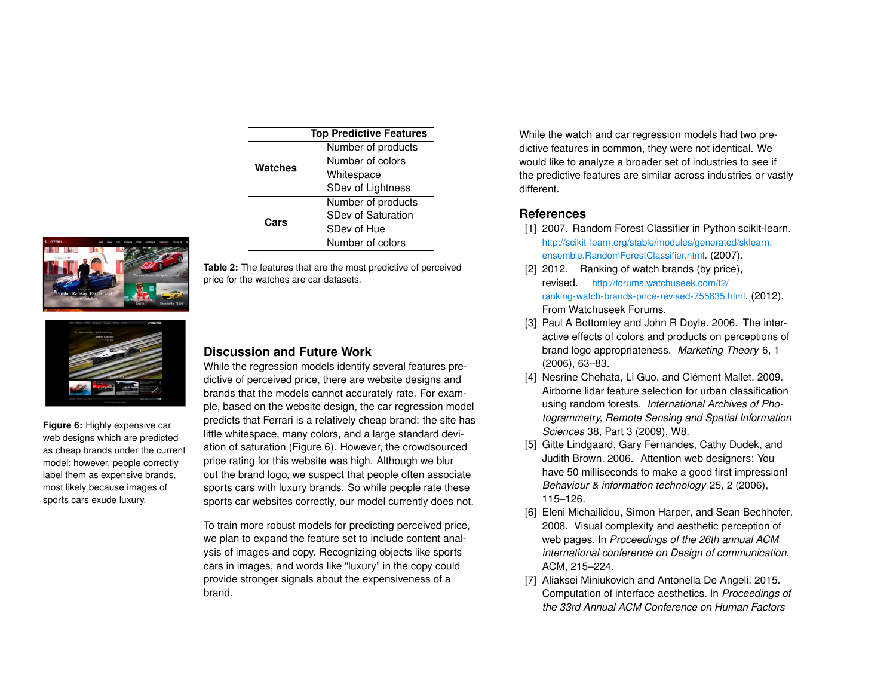| | Top Predictive Features |
|---|---|
| Watches | Number of products |
| | Number of colors |
| | Whitespace |
| | SDev of Lightness |
| Cars | Number of products |
| | SDev of Saturation |
| | SDev of Hue |
| | Number of colors |

**Table 2:** The features that are the most predictive of perceived price for the watches are car datasets.

**Figure 6:** Highly expensive car web designs which are predicted as cheap brands under the current model; however, people correctly label them as expensive brands, most likely because images of sports cars exude luxury.

## Discussion and Future Work

While the regression models identify several features predictive of perceived price, there are website designs and brands that the models cannot accurately rate. For example, based on the website design, the car regression model predicts that Ferrari is a relatively cheap brand: the site has little whitespace, many colors, and a large standard deviation of saturation (Figure 6). However, the crowdsourced price rating for this website was high. Although we blur out the brand logo, we suspect that people often associate sports cars with luxury brands. So while people rate these sports car websites correctly, our model currently does not.

To train more robust models for predicting perceived price, we plan to expand the feature set to include content analysis of images and copy. Recognizing objects like sports cars in images, and words like "luxury" in the copy could provide stronger signals about the expensiveness of a brand.

While the watch and car regression models had two predictive features in common, they were not identical. We would like to analyze a broader set of industries to see if the predictive features are similar across industries or vastly different.

## References

[1] 2007. Random Forest Classifier in Python scikit-learn. http://scikit-learn.org/stable/modules/generated/sklearn.ensemble.RandomForestClassifier.html. (2007).

[2] 2012. Ranking of watch brands (by price), revised. http://forums.watchuseek.com/f2/ranking-watch-brands-price-revised-755635.html. (2012). From Watchuseek Forums.

[3] Paul A Bottomley and John R Doyle. 2006. The interactive effects of colors and products on perceptions of brand logo appropriateness. *Marketing Theory* 6, 1 (2006), 63–83.

[4] Nesrine Chehata, Li Guo, and Clément Mallet. 2009. Airborne lidar feature selection for urban classification using random forests. *International Archives of Photogrammetry, Remote Sensing and Spatial Information Sciences* 38, Part 3 (2009), W8.

[5] Gitte Lindgaard, Gary Fernandes, Cathy Dudek, and Judith Brown. 2006. Attention web designers: You have 50 milliseconds to make a good first impression! *Behaviour & information technology* 25, 2 (2006), 115–126.

[6] Eleni Michailidou, Simon Harper, and Sean Bechhofer. 2008. Visual complexity and aesthetic perception of web pages. In *Proceedings of the 26th annual ACM international conference on Design of communication*. ACM, 215–224.

[7] Aliaksei Miniukovich and Antonella De Angeli. 2015. Computation of interface aesthetics. In *Proceedings of the 33rd Annual ACM Conference on Human Factors*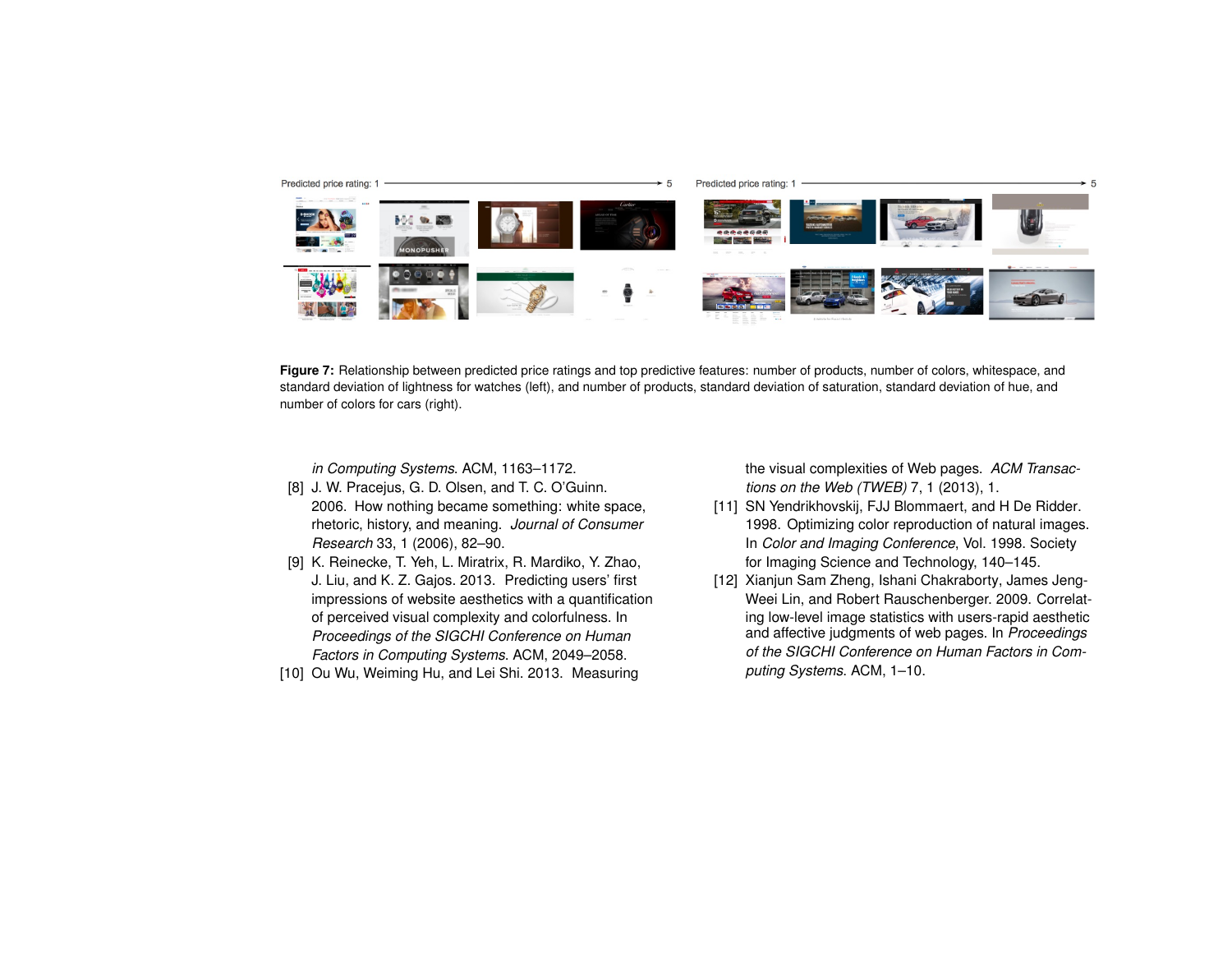Predicted price rating: 1 → 5

Predicted price rating: 1 → 5

**Figure 7:** Relationship between predicted price ratings and top predictive features: number of products, number of colors, whitespace, and standard deviation of lightness for watches (left), and number of products, standard deviation of saturation, standard deviation of hue, and number of colors for cars (right).

*in Computing Systems*. ACM, 1163–1172.

[8] J. W. Pracejus, G. D. Olsen, and T. C. O'Guinn. 2006. How nothing became something: white space, rhetoric, history, and meaning. *Journal of Consumer Research* 33, 1 (2006), 82–90.

[9] K. Reinecke, T. Yeh, L. Miratrix, R. Mardiko, Y. Zhao, J. Liu, and K. Z. Gajos. 2013. Predicting users' first impressions of website aesthetics with a quantification of perceived visual complexity and colorfulness. In *Proceedings of the SIGCHI Conference on Human Factors in Computing Systems*. ACM, 2049–2058.

[10] Ou Wu, Weiming Hu, and Lei Shi. 2013. Measuring the visual complexities of Web pages. *ACM Transactions on the Web (TWEB)* 7, 1 (2013), 1.

[11] SN Yendrikhovskij, FJJ Blommaert, and H De Ridder. 1998. Optimizing color reproduction of natural images. In *Color and Imaging Conference*, Vol. 1998. Society for Imaging Science and Technology, 140–145.

[12] Xianjun Sam Zheng, Ishani Chakraborty, James Jeng-Weei Lin, and Robert Rauschenberger. 2009. Correlating low-level image statistics with users-rapid aesthetic and affective judgments of web pages. In *Proceedings of the SIGCHI Conference on Human Factors in Computing Systems*. ACM, 1–10.